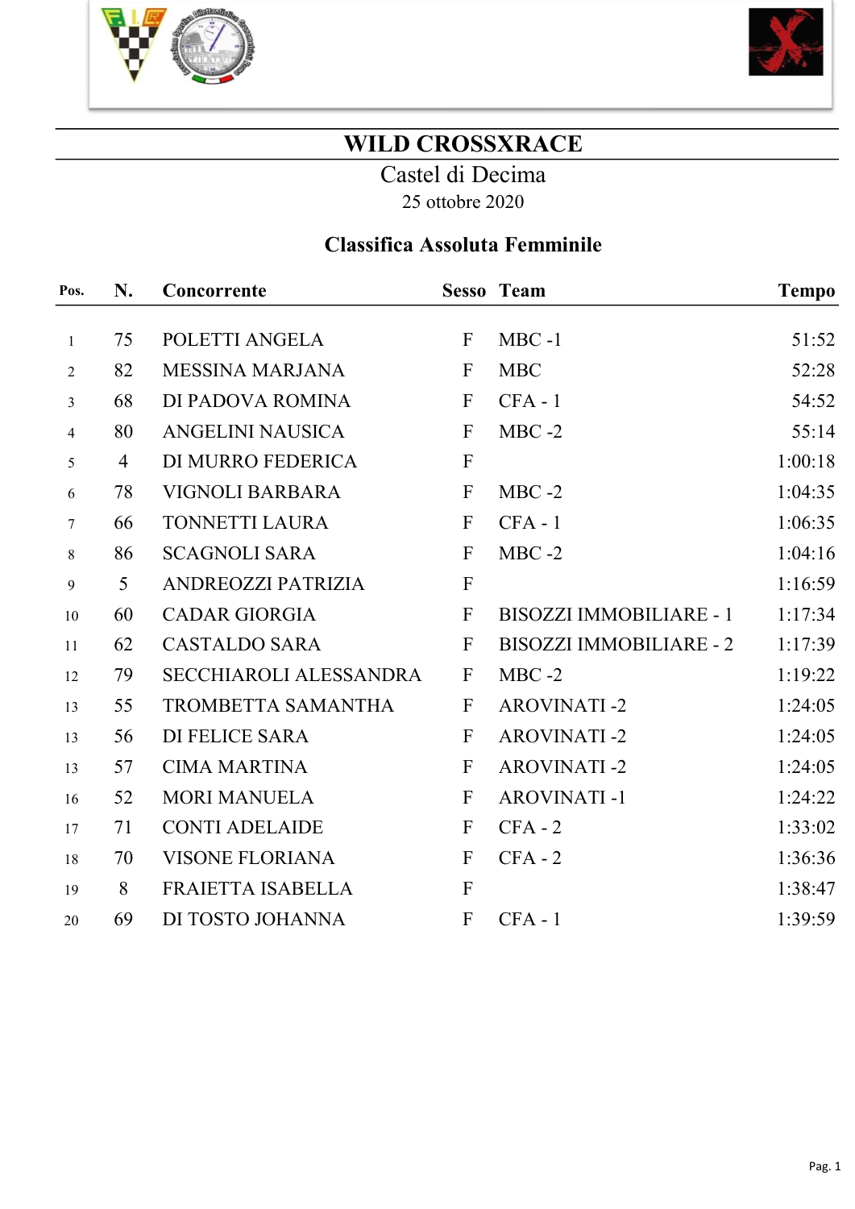# WILD CROSSXRACE

## Castel di Decima

25 ottobre 2020

### Classifica Assoluta Femminile

| Pos. | N. | Concorrente | Sesso | Team | Tempo |
|---|---|---|---|---|---|
| 1 | 75 | POLETTI ANGELA | F | MBC -1 | 51:52 |
| 2 | 82 | MESSINA MARJANA | F | MBC | 52:28 |
| 3 | 68 | DI PADOVA ROMINA | F | CFA - 1 | 54:52 |
| 4 | 80 | ANGELINI NAUSICA | F | MBC -2 | 55:14 |
| 5 | 4 | DI MURRO FEDERICA | F | | 1:00:18 |
| 6 | 78 | VIGNOLI BARBARA | F | MBC -2 | 1:04:35 |
| 7 | 66 | TONNETTI LAURA | F | CFA - 1 | 1:06:35 |
| 8 | 86 | SCAGNOLI SARA | F | MBC -2 | 1:04:16 |
| 9 | 5 | ANDREOZZI PATRIZIA | F | | 1:16:59 |
| 10 | 60 | CADAR GIORGIA | F | BISOZZI IMMOBILIARE - 1 | 1:17:34 |
| 11 | 62 | CASTALDO SARA | F | BISOZZI IMMOBILIARE - 2 | 1:17:39 |
| 12 | 79 | SECCHIAROLI ALESSANDRA | F | MBC -2 | 1:19:22 |
| 13 | 55 | TROMBETTA SAMANTHA | F | AROVINATI -2 | 1:24:05 |
| 13 | 56 | DI FELICE SARA | F | AROVINATI -2 | 1:24:05 |
| 13 | 57 | CIMA MARTINA | F | AROVINATI -2 | 1:24:05 |
| 16 | 52 | MORI MANUELA | F | AROVINATI -1 | 1:24:22 |
| 17 | 71 | CONTI ADELAIDE | F | CFA - 2 | 1:33:02 |
| 18 | 70 | VISONE FLORIANA | F | CFA - 2 | 1:36:36 |
| 19 | 8 | FRAIETTA ISABELLA | F | | 1:38:47 |
| 20 | 69 | DI TOSTO JOHANNA | F | CFA - 1 | 1:39:59 |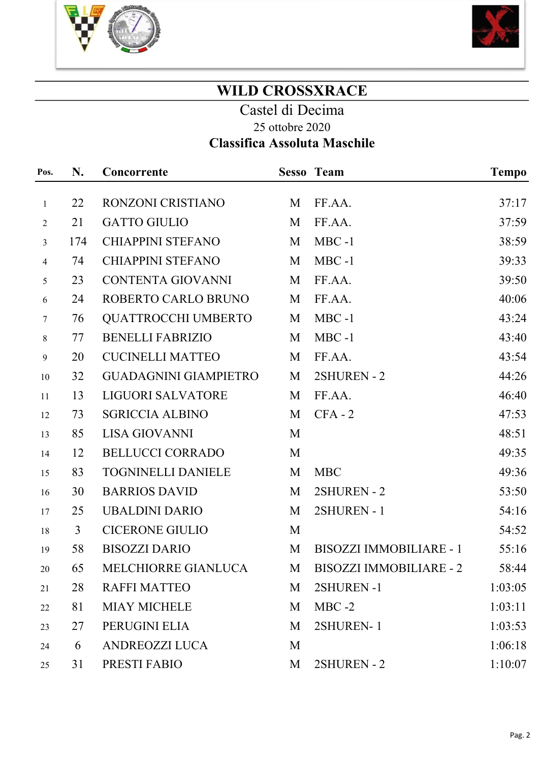# WILD CROSSXRACE

Castel di Decima

25 ottobre 2020

**Classifica Assoluta Maschile**

| Pos. | N. | Concorrente | Sesso | Team | Tempo |
|---|---|---|---|---|---|
| 1 | 22 | RONZONI CRISTIANO | M | FF.AA. | 37:17 |
| 2 | 21 | GATTO GIULIO | M | FF.AA. | 37:59 |
| 3 | 174 | CHIAPPINI STEFANO | M | MBC -1 | 38:59 |
| 4 | 74 | CHIAPPINI STEFANO | M | MBC -1 | 39:33 |
| 5 | 23 | CONTENTA GIOVANNI | M | FF.AA. | 39:50 |
| 6 | 24 | ROBERTO CARLO BRUNO | M | FF.AA. | 40:06 |
| 7 | 76 | QUATTROCCHI UMBERTO | M | MBC -1 | 43:24 |
| 8 | 77 | BENELLI FABRIZIO | M | MBC -1 | 43:40 |
| 9 | 20 | CUCINELLI MATTEO | M | FF.AA. | 43:54 |
| 10 | 32 | GUADAGNINI GIAMPIETRO | M | 2SHUREN - 2 | 44:26 |
| 11 | 13 | LIGUORI SALVATORE | M | FF.AA. | 46:40 |
| 12 | 73 | SGRICCIA ALBINO | M | CFA - 2 | 47:53 |
| 13 | 85 | LISA GIOVANNI | M | | 48:51 |
| 14 | 12 | BELLUCCI CORRADO | M | | 49:35 |
| 15 | 83 | TOGNINELLI DANIELE | M | MBC | 49:36 |
| 16 | 30 | BARRIOS DAVID | M | 2SHUREN - 2 | 53:50 |
| 17 | 25 | UBALDINI DARIO | M | 2SHUREN - 1 | 54:16 |
| 18 | 3 | CICERONE GIULIO | M | | 54:52 |
| 19 | 58 | BISOZZI DARIO | M | BISOZZI IMMOBILIARE - 1 | 55:16 |
| 20 | 65 | MELCHIORRE GIANLUCA | M | BISOZZI IMMOBILIARE - 2 | 58:44 |
| 21 | 28 | RAFFI MATTEO | M | 2SHUREN -1 | 1:03:05 |
| 22 | 81 | MIAY MICHELE | M | MBC -2 | 1:03:11 |
| 23 | 27 | PERUGINI ELIA | M | 2SHUREN- 1 | 1:03:53 |
| 24 | 6 | ANDREOZZI LUCA | M | | 1:06:18 |
| 25 | 31 | PRESTI FABIO | M | 2SHUREN - 2 | 1:10:07 |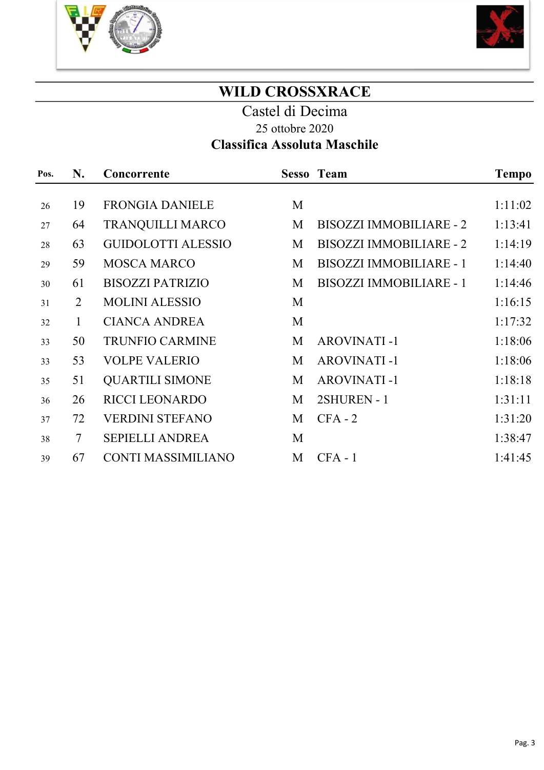# WILD CROSSXRACE

Castel di Decima

25 ottobre 2020

**Classifica Assoluta Maschile**

| Pos. | N. | Concorrente | Sesso | Team | Tempo |
|---|---|---|---|---|---|
| 26 | 19 | FRONGIA DANIELE | M | | 1:11:02 |
| 27 | 64 | TRANQUILLI MARCO | M | BISOZZI IMMOBILIARE - 2 | 1:13:41 |
| 28 | 63 | GUIDOLOTTI ALESSIO | M | BISOZZI IMMOBILIARE - 2 | 1:14:19 |
| 29 | 59 | MOSCA MARCO | M | BISOZZI IMMOBILIARE - 1 | 1:14:40 |
| 30 | 61 | BISOZZI PATRIZIO | M | BISOZZI IMMOBILIARE - 1 | 1:14:46 |
| 31 | 2 | MOLINI ALESSIO | M | | 1:16:15 |
| 32 | 1 | CIANCA ANDREA | M | | 1:17:32 |
| 33 | 50 | TRUNFIO CARMINE | M | AROVINATI -1 | 1:18:06 |
| 33 | 53 | VOLPE VALERIO | M | AROVINATI -1 | 1:18:06 |
| 35 | 51 | QUARTILI SIMONE | M | AROVINATI -1 | 1:18:18 |
| 36 | 26 | RICCI LEONARDO | M | 2SHUREN - 1 | 1:31:11 |
| 37 | 72 | VERDINI STEFANO | M | CFA - 2 | 1:31:20 |
| 38 | 7 | SEPIELLI ANDREA | M | | 1:38:47 |
| 39 | 67 | CONTI MASSIMILIANO | M | CFA - 1 | 1:41:45 |